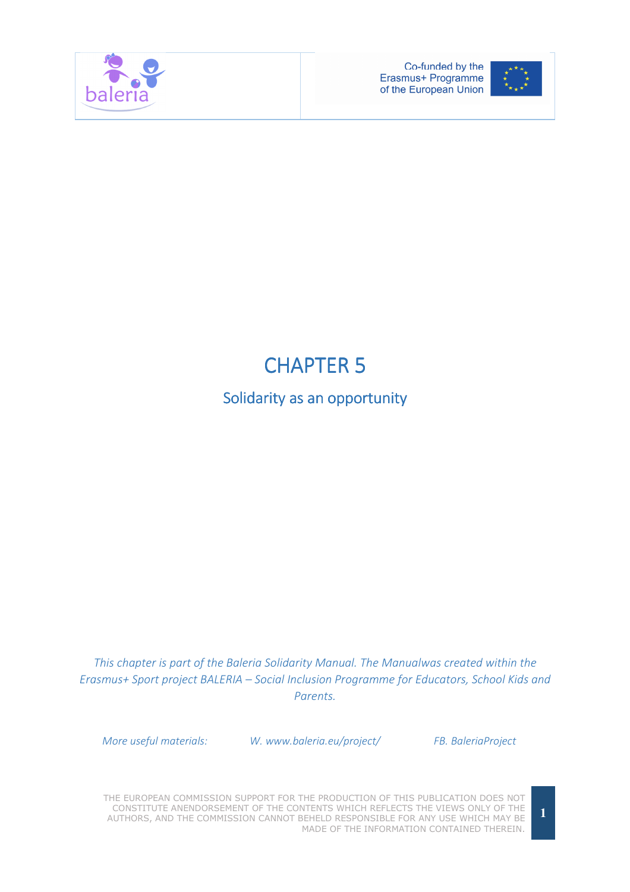# CHAPTER 5

## Solidarity as an opportunity

*This chapter is part of the Baleria Solidarity Manual. The Manualwas created within the Erasmus+ Sport project BALERIA – Social Inclusion Programme for Educators, School Kids and Parents.*

*More useful materials:* *W. www.baleria.eu/project/* *FB. BaleriaProject*

THE EUROPEAN COMMISSION SUPPORT FOR THE PRODUCTION OF THIS PUBLICATION DOES NOT CONSTITUTE ANENDORSEMENT OF THE CONTENTS WHICH REFLECTS THE VIEWS ONLY OF THE AUTHORS, AND THE COMMISSION CANNOT BEHELD RESPONSIBLE FOR ANY USE WHICH MAY BE MADE OF THE INFORMATION CONTAINED THEREIN.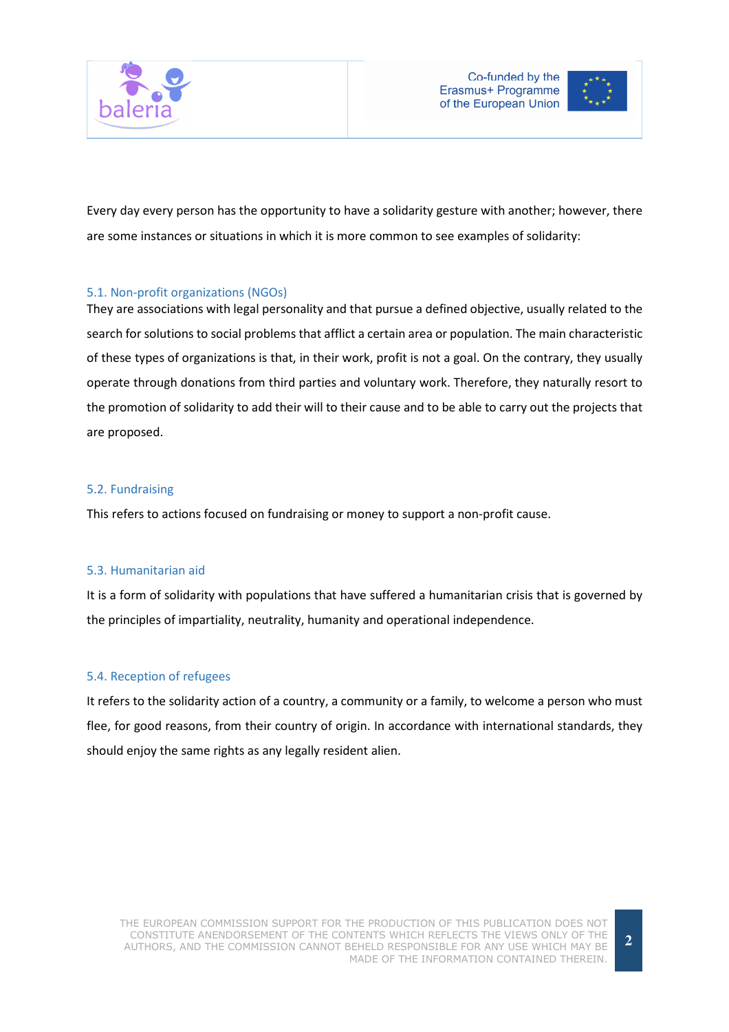Every day every person has the opportunity to have a solidarity gesture with another; however, there are some instances or situations in which it is more common to see examples of solidarity:

### 5.1. Non-profit organizations (NGOs)

They are associations with legal personality and that pursue a defined objective, usually related to the search for solutions to social problems that afflict a certain area or population. The main characteristic of these types of organizations is that, in their work, profit is not a goal. On the contrary, they usually operate through donations from third parties and voluntary work. Therefore, they naturally resort to the promotion of solidarity to add their will to their cause and to be able to carry out the projects that are proposed.

### 5.2. Fundraising

This refers to actions focused on fundraising or money to support a non-profit cause.

### 5.3. Humanitarian aid

It is a form of solidarity with populations that have suffered a humanitarian crisis that is governed by the principles of impartiality, neutrality, humanity and operational independence.

### 5.4. Reception of refugees

It refers to the solidarity action of a country, a community or a family, to welcome a person who must flee, for good reasons, from their country of origin. In accordance with international standards, they should enjoy the same rights as any legally resident alien.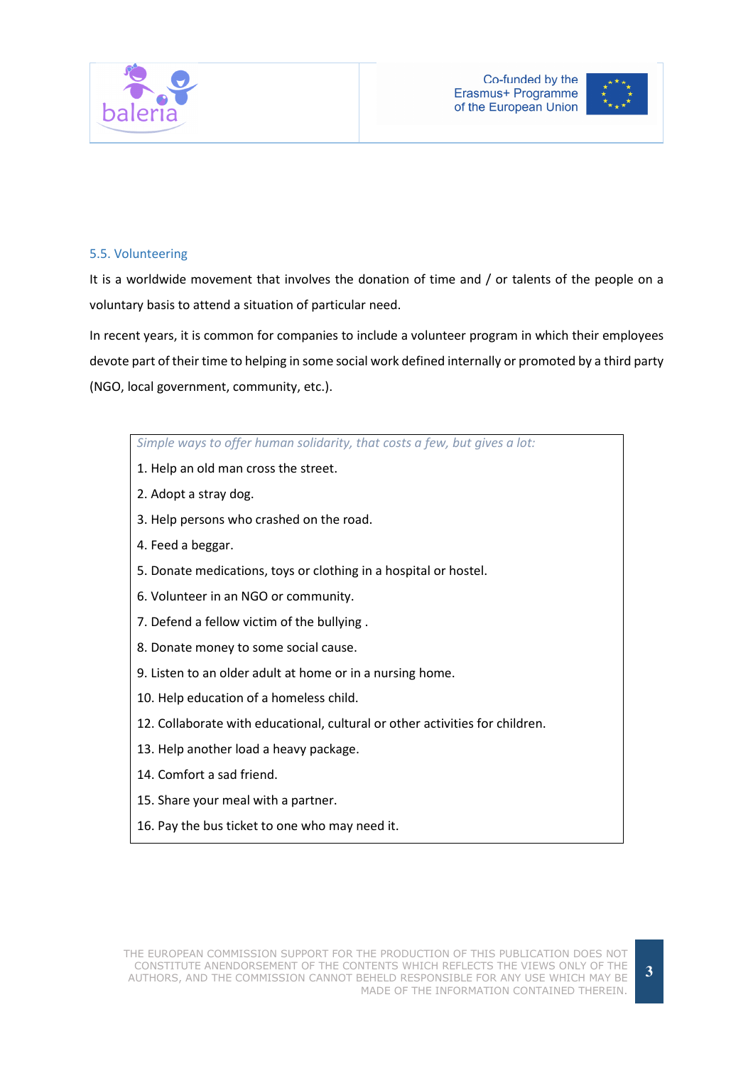## 5.5. Volunteering

It is a worldwide movement that involves the donation of time and / or talents of the people on a voluntary basis to attend a situation of particular need.

In recent years, it is common for companies to include a volunteer program in which their employees devote part of their time to helping in some social work defined internally or promoted by a third party (NGO, local government, community, etc.).

*Simple ways to offer human solidarity, that costs a few, but gives a lot:*

1. Help an old man cross the street.
2. Adopt a stray dog.
3. Help persons who crashed on the road.
4. Feed a beggar.
5. Donate medications, toys or clothing in a hospital or hostel.
6. Volunteer in an NGO or community.
7. Defend a fellow victim of the bullying .
8. Donate money to some social cause.
9. Listen to an older adult at home or in a nursing home.
10. Help education of a homeless child.
12. Collaborate with educational, cultural or other activities for children.
13. Help another load a heavy package.
14. Comfort a sad friend.
15. Share your meal with a partner.
16. Pay the bus ticket to one who may need it.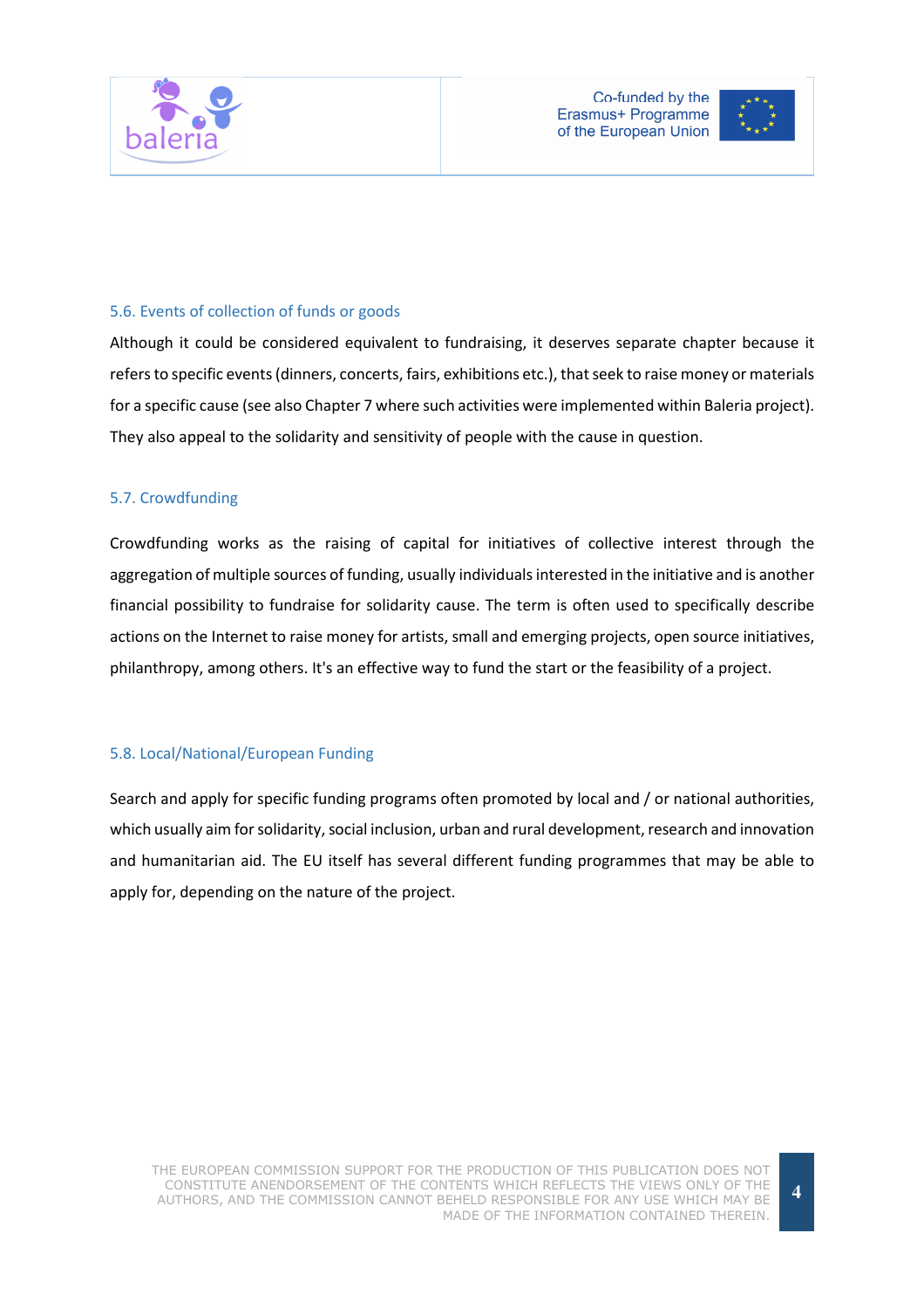### 5.6. Events of collection of funds or goods

Although it could be considered equivalent to fundraising, it deserves separate chapter because it refers to specific events (dinners, concerts, fairs, exhibitions etc.), that seek to raise money or materials for a specific cause (see also Chapter 7 where such activities were implemented within Baleria project). They also appeal to the solidarity and sensitivity of people with the cause in question.

### 5.7. Crowdfunding

Crowdfunding works as the raising of capital for initiatives of collective interest through the aggregation of multiple sources of funding, usually individuals interested in the initiative and is another financial possibility to fundraise for solidarity cause. The term is often used to specifically describe actions on the Internet to raise money for artists, small and emerging projects, open source initiatives, philanthropy, among others. It's an effective way to fund the start or the feasibility of a project.

### 5.8. Local/National/European Funding

Search and apply for specific funding programs often promoted by local and / or national authorities, which usually aim for solidarity, social inclusion, urban and rural development, research and innovation and humanitarian aid. The EU itself has several different funding programmes that may be able to apply for, depending on the nature of the project.